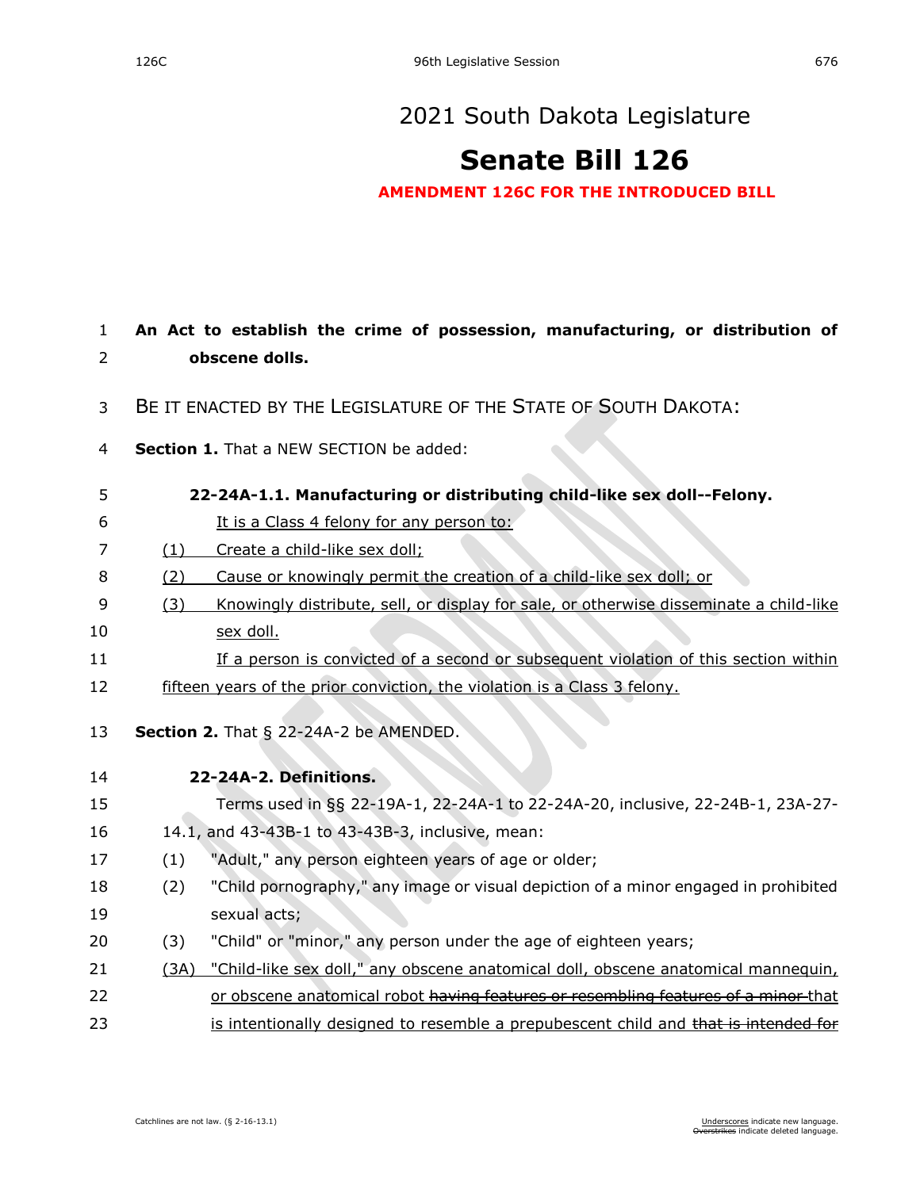# 2021 South Dakota Legislature

# Senate Bill 126

**AMENDMENT 126C FOR THE INTRODUCED BILL**

**An Act to establish the crime of possession, manufacturing, or distribution of obscene dolls.**

BE IT ENACTED BY THE LEGISLATURE OF THE STATE OF SOUTH DAKOTA:

**Section 1.** That a NEW SECTION be added:

**22-24A-1.1. Manufacturing or distributing child-like sex doll--Felony.**

<u>It is a Class 4 felony for any person to:</u>

<u>(1) Create a child-like sex doll;</u>

<u>(2) Cause or knowingly permit the creation of a child-like sex doll; or</u>

<u>(3) Knowingly distribute, sell, or display for sale, or otherwise disseminate a child-like sex doll.</u>

<u>If a person is convicted of a second or subsequent violation of this section within fifteen years of the prior conviction, the violation is a Class 3 felony.</u>

**Section 2.** That § 22-24A-2 be AMENDED.

**22-24A-2. Definitions.**

Terms used in §§ 22-19A-1, 22-24A-1 to 22-24A-20, inclusive, 22-24B-1, 23A-27-14.1, and 43-43B-1 to 43-43B-3, inclusive, mean:

(1) "Adult," any person eighteen years of age or older;

(2) "Child pornography," any image or visual depiction of a minor engaged in prohibited sexual acts;

(3) "Child" or "minor," any person under the age of eighteen years;

<u>(3A) "Child-like sex doll," any obscene anatomical doll, obscene anatomical mannequin, or obscene anatomical robot ~~having features or resembling features of a minor~~ that is intentionally designed to resemble a prepubescent child and ~~that is intended for~~</u>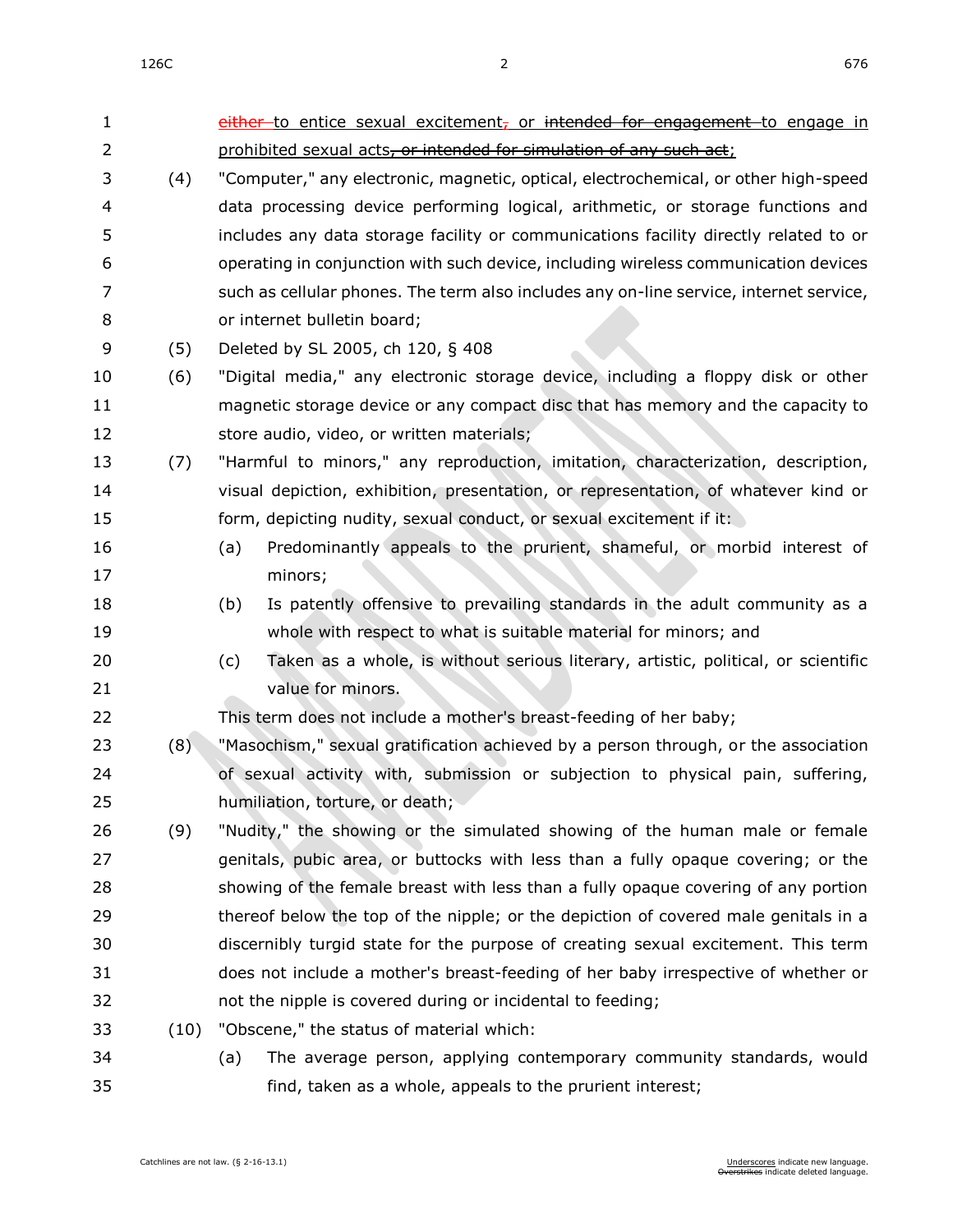~~either~~ to entice sexual excitement~~,~~ or ~~intended for engagement~~ to engage in prohibited sexual acts~~, or intended for simulation of any such act~~;

(4) "Computer," any electronic, magnetic, optical, electrochemical, or other high-speed data processing device performing logical, arithmetic, or storage functions and includes any data storage facility or communications facility directly related to or operating in conjunction with such device, including wireless communication devices such as cellular phones. The term also includes any on-line service, internet service, or internet bulletin board;

(5) Deleted by SL 2005, ch 120, § 408

(6) "Digital media," any electronic storage device, including a floppy disk or other magnetic storage device or any compact disc that has memory and the capacity to store audio, video, or written materials;

(7) "Harmful to minors," any reproduction, imitation, characterization, description, visual depiction, exhibition, presentation, or representation, of whatever kind or form, depicting nudity, sexual conduct, or sexual excitement if it:

- (a) Predominantly appeals to the prurient, shameful, or morbid interest of minors;
- (b) Is patently offensive to prevailing standards in the adult community as a whole with respect to what is suitable material for minors; and
- (c) Taken as a whole, is without serious literary, artistic, political, or scientific value for minors.

This term does not include a mother's breast-feeding of her baby;

(8) "Masochism," sexual gratification achieved by a person through, or the association of sexual activity with, submission or subjection to physical pain, suffering, humiliation, torture, or death;

(9) "Nudity," the showing or the simulated showing of the human male or female genitals, pubic area, or buttocks with less than a fully opaque covering; or the showing of the female breast with less than a fully opaque covering of any portion thereof below the top of the nipple; or the depiction of covered male genitals in a discernibly turgid state for the purpose of creating sexual excitement. This term does not include a mother's breast-feeding of her baby irrespective of whether or not the nipple is covered during or incidental to feeding;

(10) "Obscene," the status of material which:

- (a) The average person, applying contemporary community standards, would find, taken as a whole, appeals to the prurient interest;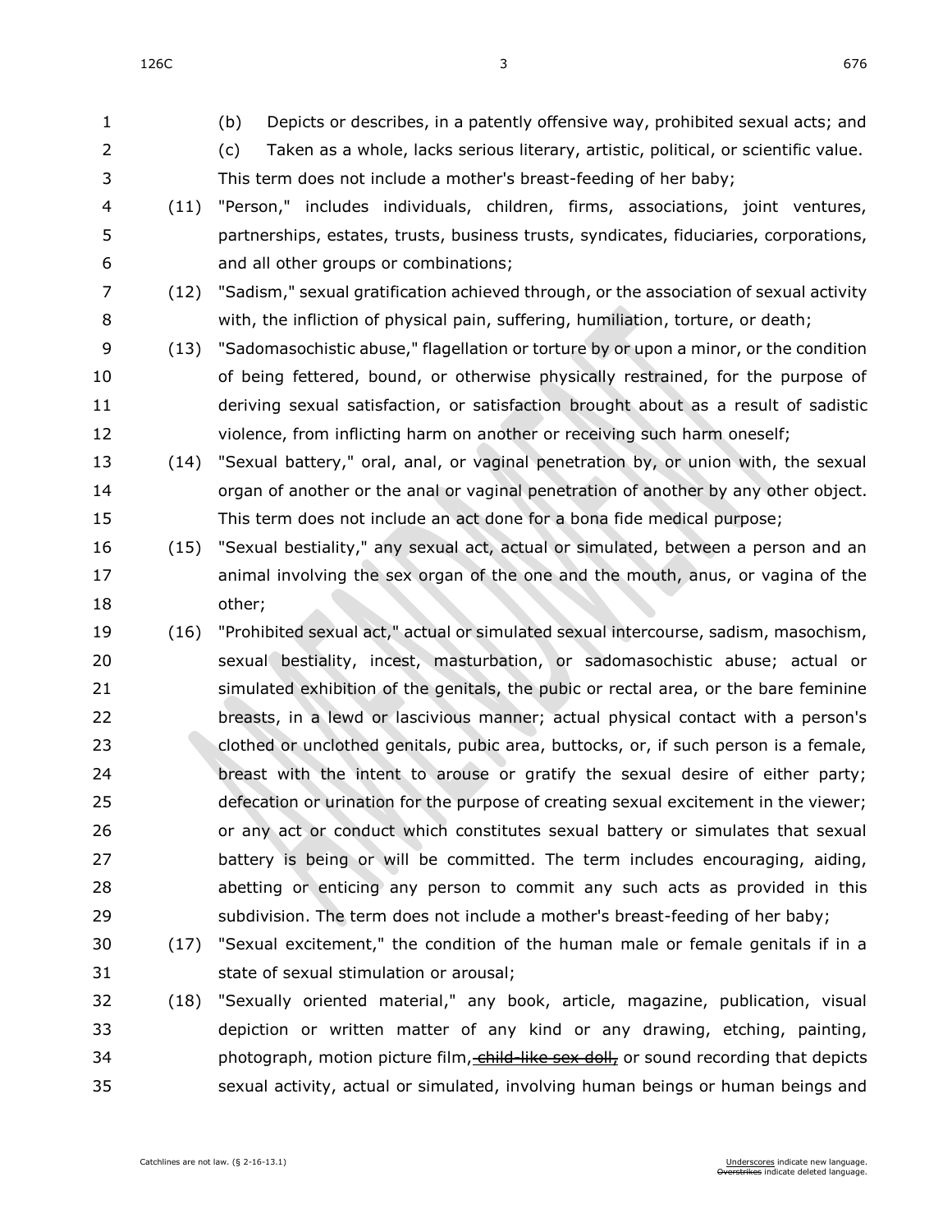(b) Depicts or describes, in a patently offensive way, prohibited sexual acts; and

(c) Taken as a whole, lacks serious literary, artistic, political, or scientific value. This term does not include a mother's breast-feeding of her baby;

(11) "Person," includes individuals, children, firms, associations, joint ventures, partnerships, estates, trusts, business trusts, syndicates, fiduciaries, corporations, and all other groups or combinations;

(12) "Sadism," sexual gratification achieved through, or the association of sexual activity with, the infliction of physical pain, suffering, humiliation, torture, or death;

(13) "Sadomasochistic abuse," flagellation or torture by or upon a minor, or the condition of being fettered, bound, or otherwise physically restrained, for the purpose of deriving sexual satisfaction, or satisfaction brought about as a result of sadistic violence, from inflicting harm on another or receiving such harm oneself;

(14) "Sexual battery," oral, anal, or vaginal penetration by, or union with, the sexual organ of another or the anal or vaginal penetration of another by any other object. This term does not include an act done for a bona fide medical purpose;

(15) "Sexual bestiality," any sexual act, actual or simulated, between a person and an animal involving the sex organ of the one and the mouth, anus, or vagina of the other;

(16) "Prohibited sexual act," actual or simulated sexual intercourse, sadism, masochism, sexual bestiality, incest, masturbation, or sadomasochistic abuse; actual or simulated exhibition of the genitals, the pubic or rectal area, or the bare feminine breasts, in a lewd or lascivious manner; actual physical contact with a person's clothed or unclothed genitals, pubic area, buttocks, or, if such person is a female, breast with the intent to arouse or gratify the sexual desire of either party; defecation or urination for the purpose of creating sexual excitement in the viewer; or any act or conduct which constitutes sexual battery or simulates that sexual battery is being or will be committed. The term includes encouraging, aiding, abetting or enticing any person to commit any such acts as provided in this subdivision. The term does not include a mother's breast-feeding of her baby;

(17) "Sexual excitement," the condition of the human male or female genitals if in a state of sexual stimulation or arousal;

(18) "Sexually oriented material," any book, article, magazine, publication, visual depiction or written matter of any kind or any drawing, etching, painting, photograph, motion picture film, ~~child-like sex doll,~~ or sound recording that depicts sexual activity, actual or simulated, involving human beings or human beings and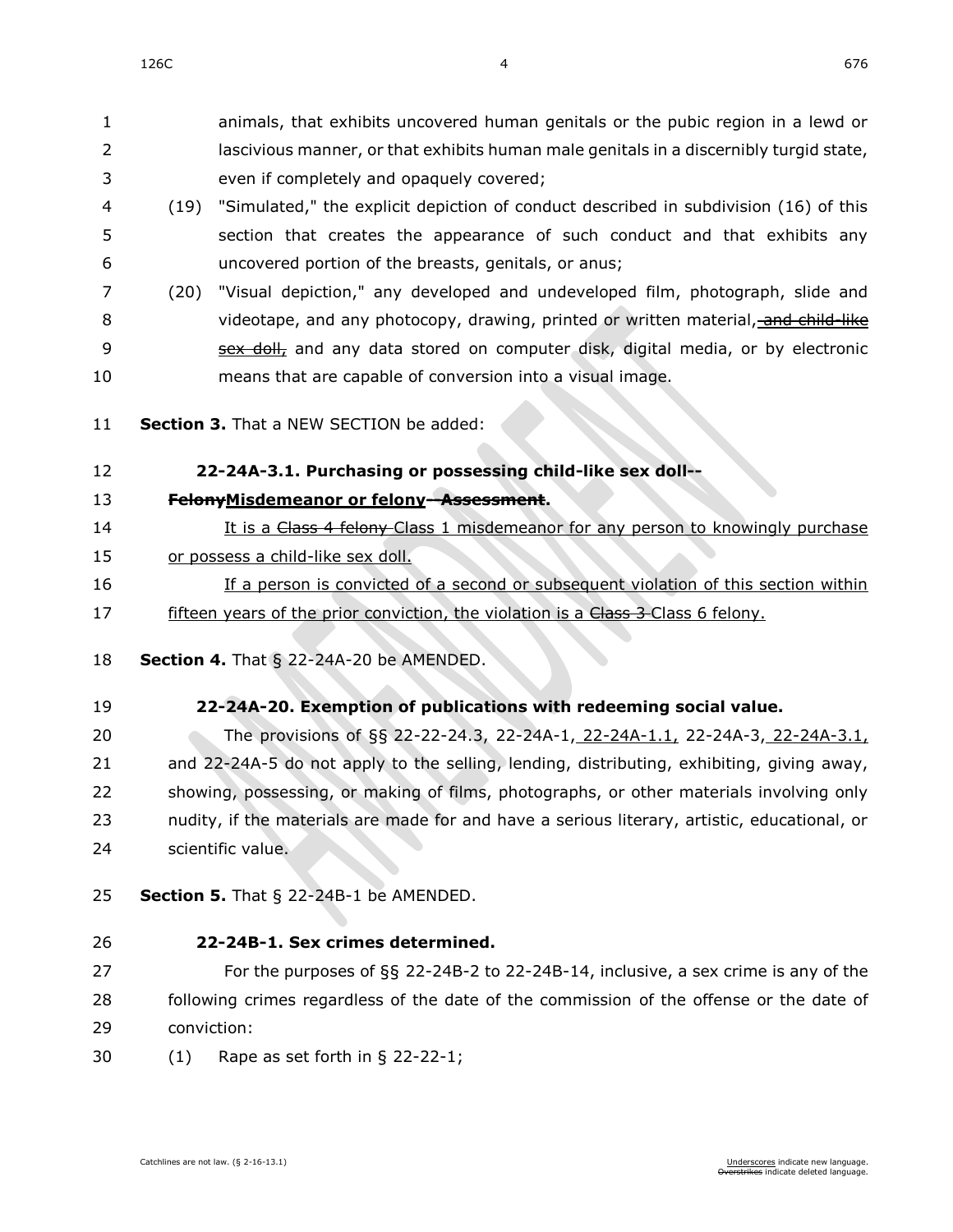animals, that exhibits uncovered human genitals or the pubic region in a lewd or lascivious manner, or that exhibits human male genitals in a discernibly turgid state, even if completely and opaquely covered;

(19) "Simulated," the explicit depiction of conduct described in subdivision (16) of this section that creates the appearance of such conduct and that exhibits any uncovered portion of the breasts, genitals, or anus;

(20) "Visual depiction," any developed and undeveloped film, photograph, slide and videotape, and any photocopy, drawing, printed or written material, ~~and child-like sex doll,~~ and any data stored on computer disk, digital media, or by electronic means that are capable of conversion into a visual image.

**Section 3.** That a NEW SECTION be added:

**22-24A-3.1. Purchasing or possessing child-like sex doll--~~Felony~~Misdemeanor or felony~~--Assessment~~.**

It is a ~~Class 4 felony~~ Class 1 misdemeanor for any person to knowingly purchase or possess a child-like sex doll.

If a person is convicted of a second or subsequent violation of this section within fifteen years of the prior conviction, the violation is a ~~Class 3~~ Class 6 felony.

**Section 4.** That § 22-24A-20 be AMENDED.

**22-24A-20. Exemption of publications with redeeming social value.**

The provisions of §§ 22-22-24.3, 22-24A-1, 22-24A-1.1, 22-24A-3, 22-24A-3.1, and 22-24A-5 do not apply to the selling, lending, distributing, exhibiting, giving away, showing, possessing, or making of films, photographs, or other materials involving only nudity, if the materials are made for and have a serious literary, artistic, educational, or scientific value.

**Section 5.** That § 22-24B-1 be AMENDED.

**22-24B-1. Sex crimes determined.**

For the purposes of §§ 22-24B-2 to 22-24B-14, inclusive, a sex crime is any of the following crimes regardless of the date of the commission of the offense or the date of conviction:

(1) Rape as set forth in § 22-22-1;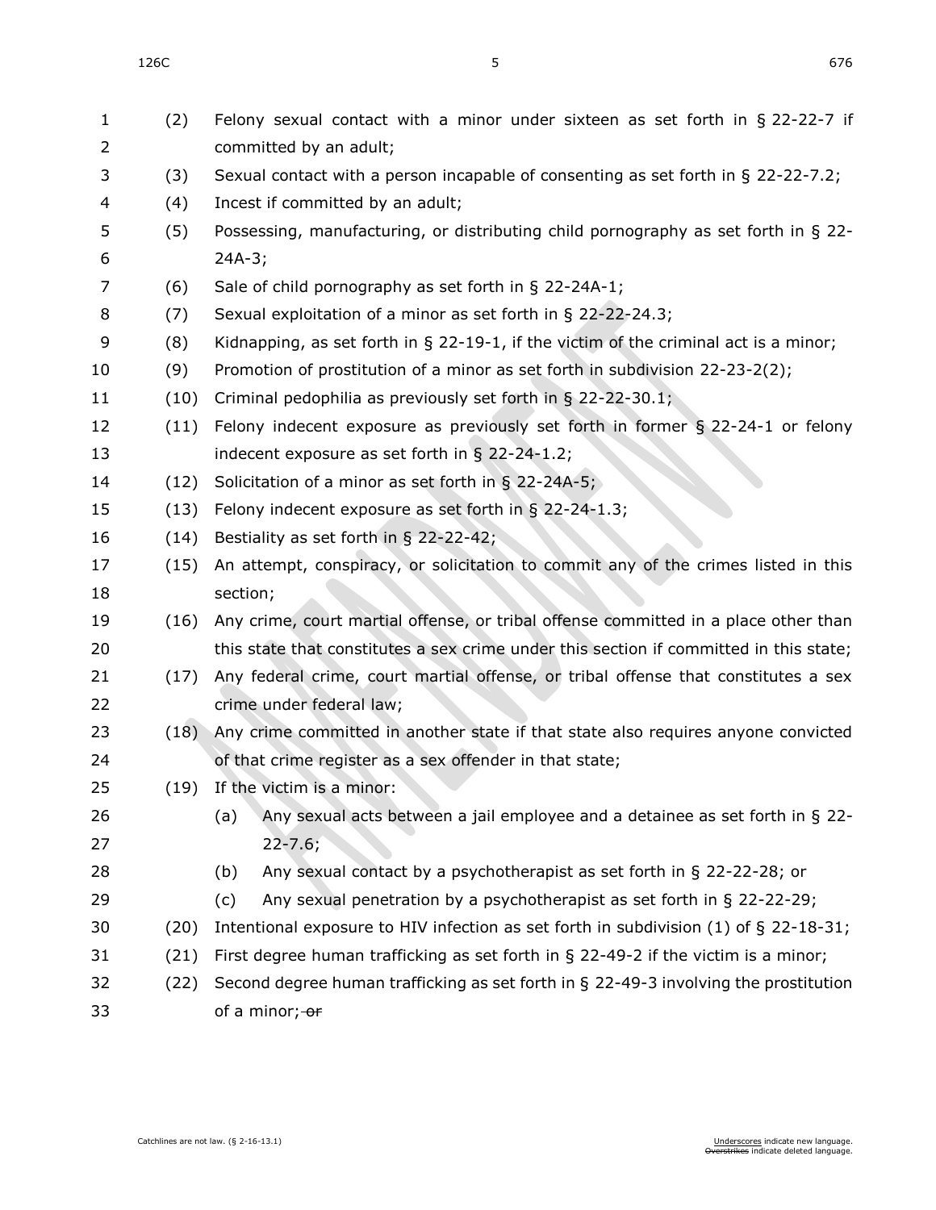(2) Felony sexual contact with a minor under sixteen as set forth in § 22-22-7 if committed by an adult;

(3) Sexual contact with a person incapable of consenting as set forth in § 22-22-7.2;

(4) Incest if committed by an adult;

(5) Possessing, manufacturing, or distributing child pornography as set forth in § 22-24A-3;

(6) Sale of child pornography as set forth in § 22-24A-1;

(7) Sexual exploitation of a minor as set forth in § 22-22-24.3;

(8) Kidnapping, as set forth in § 22-19-1, if the victim of the criminal act is a minor;

(9) Promotion of prostitution of a minor as set forth in subdivision 22-23-2(2);

(10) Criminal pedophilia as previously set forth in § 22-22-30.1;

(11) Felony indecent exposure as previously set forth in former § 22-24-1 or felony indecent exposure as set forth in § 22-24-1.2;

(12) Solicitation of a minor as set forth in § 22-24A-5;

(13) Felony indecent exposure as set forth in § 22-24-1.3;

(14) Bestiality as set forth in § 22-22-42;

(15) An attempt, conspiracy, or solicitation to commit any of the crimes listed in this section;

(16) Any crime, court martial offense, or tribal offense committed in a place other than this state that constitutes a sex crime under this section if committed in this state;

(17) Any federal crime, court martial offense, or tribal offense that constitutes a sex crime under federal law;

(18) Any crime committed in another state if that state also requires anyone convicted of that crime register as a sex offender in that state;

(19) If the victim is a minor:

  (a) Any sexual acts between a jail employee and a detainee as set forth in § 22-22-7.6;

  (b) Any sexual contact by a psychotherapist as set forth in § 22-22-28; or

  (c) Any sexual penetration by a psychotherapist as set forth in § 22-22-29;

(20) Intentional exposure to HIV infection as set forth in subdivision (1) of § 22-18-31;

(21) First degree human trafficking as set forth in § 22-49-2 if the victim is a minor;

(22) Second degree human trafficking as set forth in § 22-49-3 involving the prostitution of a minor; ~~or~~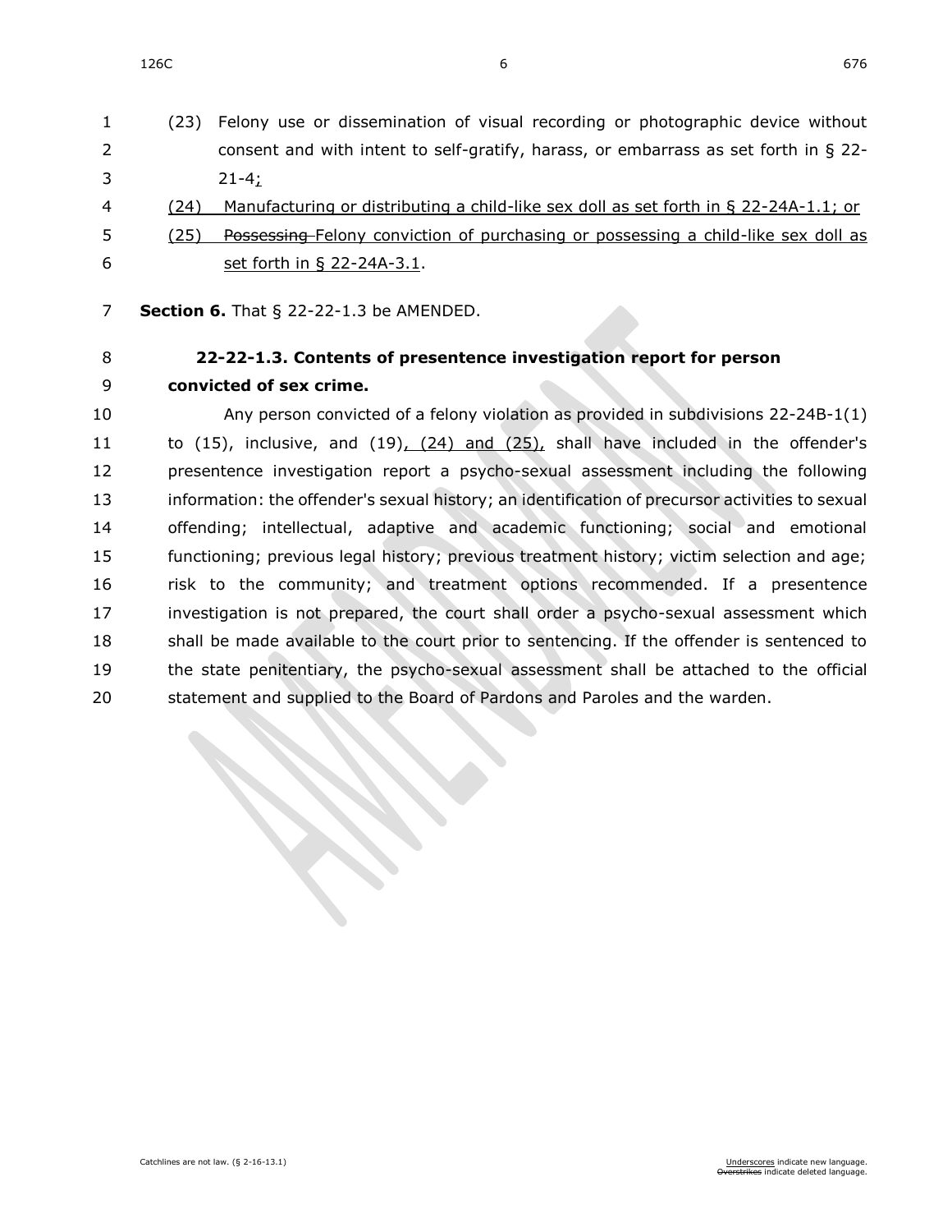(23) Felony use or dissemination of visual recording or photographic device without consent and with intent to self-gratify, harass, or embarrass as set forth in § 22-21-4;

(24) Manufacturing or distributing a child-like sex doll as set forth in § 22-24A-1.1; or

(25) ~~Possessing~~ Felony conviction of purchasing or possessing a child-like sex doll as set forth in § 22-24A-3.1.

**Section 6.** That § 22-22-1.3 be AMENDED.

**22-22-1.3. Contents of presentence investigation report for person convicted of sex crime.**

Any person convicted of a felony violation as provided in subdivisions 22-24B-1(1) to (15), inclusive, and (19), (24) and (25), shall have included in the offender's presentence investigation report a psycho-sexual assessment including the following information: the offender's sexual history; an identification of precursor activities to sexual offending; intellectual, adaptive and academic functioning; social and emotional functioning; previous legal history; previous treatment history; victim selection and age; risk to the community; and treatment options recommended. If a presentence investigation is not prepared, the court shall order a psycho-sexual assessment which shall be made available to the court prior to sentencing. If the offender is sentenced to the state penitentiary, the psycho-sexual assessment shall be attached to the official statement and supplied to the Board of Pardons and Paroles and the warden.